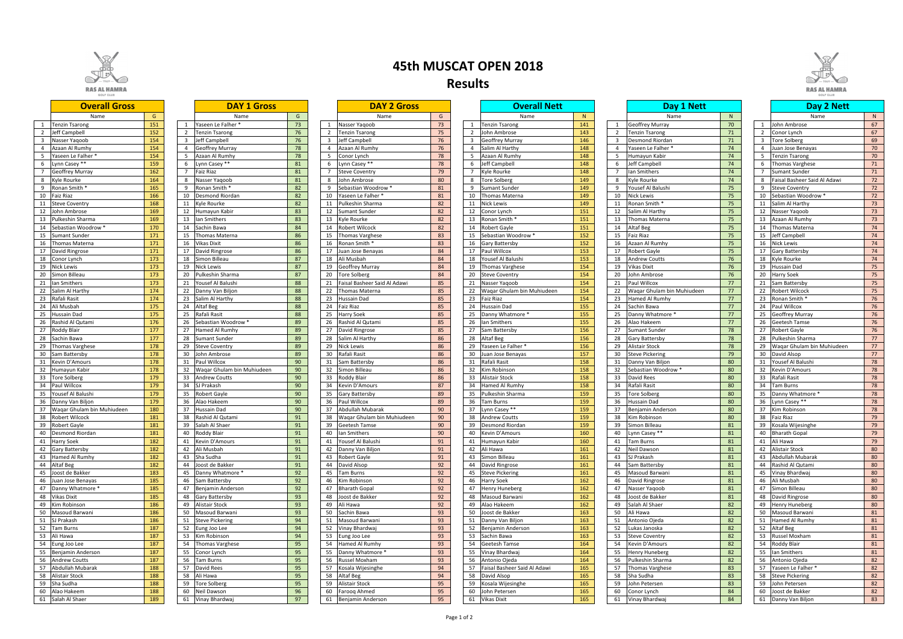# 45th MUSCAT OPEN 2018

## Results

### Overall Gross

| | Name | G |
|---|---|---|
| 1 | Tenzin Tsarong | 151 |
| 2 | Jeff Campbell | 152 |
| 3 | Nasser Yaqoob | 154 |
| 4 | Azaan Al Rumhy | 154 |
| 5 | Yaseen Le Falher * | 154 |
| 6 | Lynn Casey ** | 159 |
| 7 | Geoffrey Murray | 162 |
| 8 | Kyle Rourke | 164 |
| 9 | Ronan Smith * | 165 |
| 10 | Faiz Riaz | 166 |
| 11 | Steve Coventry | 168 |
| 12 | John Ambrose | 169 |
| 13 | Pulkeshin Sharma | 169 |
| 14 | Sebastian Woodrow * | 170 |
| 15 | Sumant Sunder | 171 |
| 16 | Thomas Materna | 171 |
| 17 | David Ringrose | 171 |
| 18 | Conor Lynch | 173 |
| 19 | Nick Lewis | 173 |
| 20 | Simon Billeau | 173 |
| 21 | Ian Smithers | 173 |
| 22 | Salim Al Harthy | 174 |
| 23 | Rafali Rasit | 174 |
| 24 | Ali Musbah | 175 |
| 25 | Hussain Dad | 175 |
| 26 | Rashid Al Qutami | 176 |
| 27 | Roddy Blair | 177 |
| 28 | Sachin Bawa | 177 |
| 29 | Thomas Varghese | 178 |
| 30 | Sam Battersby | 178 |
| 31 | Kevin D'Amours | 178 |
| 32 | Humayun Kabir | 178 |
| 33 | Tore Solberg | 179 |
| 34 | Paul Willcox | 179 |
| 35 | Yousef Al Balushi | 179 |
| 36 | Danny Van Biljon | 179 |
| 37 | Waqar Ghulam bin Muhiudeen | 180 |
| 38 | Robert Wilcock | 181 |
| 39 | Robert Gayle | 181 |
| 40 | Desmond Riordan | 181 |
| 41 | Harry Soek | 182 |
| 42 | Gary Battersby | 182 |
| 43 | Hamed Al Rumhy | 182 |
| 44 | Altaf Beg | 182 |
| 45 | Joost de Bakker | 183 |
| 46 | Juan Jose Benayas | 185 |
| 47 | Danny Whatmore * | 185 |
| 48 | Vikas Dixit | 185 |
| 49 | Kim Robinson | 186 |
| 50 | Masoud Barwani | 186 |
| 51 | SJ Prakash | 186 |
| 52 | Tam Burns | 187 |
| 53 | Ali Hawa | 187 |
| 54 | Eung Joo Lee | 187 |
| 55 | Benjamin Anderson | 187 |
| 56 | Andrew Coutts | 187 |
| 57 | Abdullah Mubarak | 188 |
| 58 | Alistair Stock | 188 |
| 59 | Sha Sudha | 188 |
| 60 | Alao Hakeem | 188 |
| 61 | Salah Al Shaer | 189 |

### DAY 1 Gross

| | Name | G |
|---|---|---|
| 1 | Yaseen Le Falher * | 73 |
| 2 | Tenzin Tsarong | 76 |
| 3 | Jeff Campbell | 76 |
| 4 | Geoffrey Murray | 78 |
| 5 | Azaan Al Rumhy | 78 |
| 6 | Lynn Casey ** | 81 |
| 7 | Faiz Riaz | 81 |
| 8 | Nasser Yaqoob | 81 |
| 9 | Ronan Smith * | 82 |
| 10 | Desmond Riordan | 82 |
| 11 | Kyle Rourke | 82 |
| 12 | Humayun Kabir | 83 |
| 13 | Ian Smithers | 83 |
| 14 | Sachin Bawa | 84 |
| 15 | Thomas Materna | 86 |
| 16 | Vikas Dixit | 86 |
| 17 | David Ringrose | 86 |
| 18 | Simon Billeau | 87 |
| 19 | Nick Lewis | 87 |
| 20 | Pulkeshin Sharma | 87 |
| 21 | Yousef Al Balushi | 88 |
| 22 | Danny Van Biljon | 88 |
| 23 | Salim Al Harthy | 88 |
| 24 | Altaf Beg | 88 |
| 25 | Rafali Rasit | 88 |
| 26 | Sebastian Woodrow * | 89 |
| 27 | Hamed Al Rumhy | 89 |
| 28 | Sumant Sunder | 89 |
| 29 | Steve Coventry | 89 |
| 30 | John Ambrose | 89 |
| 31 | Paul Willcox | 90 |
| 32 | Waqar Ghulam bin Muhiudeen | 90 |
| 33 | Andrew Coutts | 90 |
| 34 | SJ Prakash | 90 |
| 35 | Robert Gayle | 90 |
| 36 | Alao Hakeem | 90 |
| 37 | Hussain Dad | 90 |
| 38 | Rashid Al Qutami | 91 |
| 39 | Salah Al Shaer | 91 |
| 40 | Roddy Blair | 91 |
| 41 | Kevin D'Amours | 91 |
| 42 | Ali Musbah | 91 |
| 43 | Sha Sudha | 91 |
| 44 | Joost de Bakker | 91 |
| 45 | Danny Whatmore * | 92 |
| 46 | Sam Battersby | 92 |
| 47 | Benjamin Anderson | 92 |
| 48 | Gary Battersby | 93 |
| 49 | Alistair Stock | 93 |
| 50 | Masoud Barwani | 93 |
| 51 | Steve Pickering | 94 |
| 52 | Eung Joo Lee | 94 |
| 53 | Kim Robinson | 94 |
| 54 | Thomas Varghese | 95 |
| 55 | Conor Lynch | 95 |
| 56 | Tam Burns | 95 |
| 57 | David Rees | 95 |
| 58 | Ali Hawa | 95 |
| 59 | Tore Solberg | 95 |
| 60 | Neil Dawson | 96 |
| 61 | Vinay Bhardwaj | 97 |

### DAY 2 Gross

| | Name | G |
|---|---|---|
| 1 | Nasser Yaqoob | 73 |
| 2 | Tenzin Tsarong | 75 |
| 3 | Jeff Campbell | 76 |
| 4 | Azaan Al Rumhy | 76 |
| 5 | Conor Lynch | 78 |
| 6 | Lynn Casey ** | 78 |
| 7 | Steve Coventry | 79 |
| 8 | John Ambrose | 80 |
| 9 | Sebastian Woodrow * | 81 |
| 10 | Yaseen Le Falher * | 81 |
| 11 | Pulkeshin Sharma | 82 |
| 12 | Sumant Sunder | 82 |
| 13 | Kyle Rourke | 82 |
| 14 | Robert Wilcock | 82 |
| 15 | Thomas Varghese | 83 |
| 16 | Ronan Smith * | 83 |
| 17 | Juan Jose Benayas | 84 |
| 18 | Ali Musbah | 84 |
| 19 | Geoffrey Murray | 84 |
| 20 | Tore Solberg | 84 |
| 21 | Faisal Basheer Said Al Adawi | 85 |
| 22 | Thomas Materna | 85 |
| 23 | Hussain Dad | 85 |
| 24 | Faiz Riaz | 85 |
| 25 | Harry Soek | 85 |
| 26 | Rashid Al Qutami | 85 |
| 27 | David Ringrose | 85 |
| 28 | Salim Al Harthy | 86 |
| 29 | Nick Lewis | 86 |
| 30 | Rafali Rasit | 86 |
| 31 | Sam Battersby | 86 |
| 32 | Simon Billeau | 86 |
| 33 | Roddy Blair | 86 |
| 34 | Kevin D'Amours | 87 |
| 35 | Gary Battersby | 89 |
| 36 | Paul Willcox | 89 |
| 37 | Abdullah Mubarak | 90 |
| 38 | Waqar Ghulam bin Muhiudeen | 90 |
| 39 | Geetesh Tamse | 90 |
| 40 | Ian Smithers | 90 |
| 41 | Yousef Al Balushi | 91 |
| 42 | Danny Van Biljon | 91 |
| 43 | Robert Gayle | 91 |
| 44 | David Alsop | 92 |
| 45 | Tam Burns | 92 |
| 46 | Kim Robinson | 92 |
| 47 | Bharath Gopal | 92 |
| 48 | Joost de Bakker | 92 |
| 49 | Ali Hawa | 92 |
| 50 | Sachin Bawa | 93 |
| 51 | Masoud Barwani | 93 |
| 52 | Vinay Bhardwaj | 93 |
| 53 | Eung Joo Lee | 93 |
| 54 | Hamed Al Rumhy | 93 |
| 55 | Danny Whatmore * | 93 |
| 56 | Russel Moxham | 93 |
| 57 | Kosala Wijesinghe | 94 |
| 58 | Altaf Beg | 94 |
| 59 | Alistair Stock | 95 |
| 60 | Farooq Ahmed | 95 |
| 61 | Benjamin Anderson | 95 |

### Overall Nett

| | Name | N |
|---|---|---|
| 1 | Tenzin Tsarong | 141 |
| 2 | John Ambrose | 143 |
| 3 | Geoffrey Murray | 146 |
| 4 | Salim Al Harthy | 148 |
| 5 | Azaan Al Rumhy | 148 |
| 6 | Jeff Campbell | 148 |
| 7 | Kyle Rourke | 148 |
| 8 | Tore Solberg | 149 |
| 9 | Sumant Sunder | 149 |
| 10 | Thomas Materna | 149 |
| 11 | Nick Lewis | 149 |
| 12 | Conor Lynch | 151 |
| 13 | Ronan Smith * | 151 |
| 14 | Robert Gayle | 151 |
| 15 | Sebastian Woodrow * | 152 |
| 16 | Gary Battersby | 152 |
| 17 | Paul Willcox | 153 |
| 18 | Yousef Al Balushi | 153 |
| 19 | Thomas Varghese | 154 |
| 20 | Steve Coventry | 154 |
| 21 | Nasser Yaqoob | 154 |
| 22 | Waqar Ghulam bin Muhiudeen | 154 |
| 23 | Faiz Riaz | 154 |
| 24 | Hussain Dad | 155 |
| 25 | Danny Whatmore * | 155 |
| 26 | Ian Smithers | 155 |
| 27 | Sam Battersby | 156 |
| 28 | Altaf Beg | 156 |
| 29 | Yaseen Le Falher * | 156 |
| 30 | Juan Jose Benayas | 157 |
| 31 | Rafali Rasit | 158 |
| 32 | Kim Robinson | 158 |
| 33 | Alistair Stock | 158 |
| 34 | Hamed Al Rumhy | 158 |
| 35 | Pulkeshin Sharma | 159 |
| 36 | Tam Burns | 159 |
| 37 | Lynn Casey ** | 159 |
| 38 | Andrew Coutts | 159 |
| 39 | Desmond Riordan | 159 |
| 40 | Kevin D'Amours | 160 |
| 41 | Humayun Kabir | 160 |
| 42 | Ali Hawa | 161 |
| 43 | Simon Billeau | 161 |
| 44 | David Ringrose | 161 |
| 45 | Steve Pickering | 161 |
| 46 | Harry Soek | 162 |
| 47 | Henry Huneberg | 162 |
| 48 | Masoud Barwani | 162 |
| 49 | Alao Hakeem | 162 |
| 50 | Joost de Bakker | 163 |
| 51 | Danny Van Biljon | 163 |
| 52 | Benjamin Anderson | 163 |
| 53 | Sachin Bawa | 163 |
| 54 | Geetesh Tamse | 164 |
| 55 | Vinay Bhardwaj | 164 |
| 56 | Antonio Ojeda | 164 |
| 57 | Faisal Basheer Said Al Adawi | 165 |
| 58 | David Alsop | 165 |
| 59 | Kosala Wijesinghe | 165 |
| 60 | John Petersen | 165 |
| 61 | Vikas Dixit | 165 |

### Day 1 Nett

| | Name | N |
|---|---|---|
| 1 | Geoffrey Murray | 70 |
| 2 | Tenzin Tsarong | 71 |
| 3 | Desmond Riordan | 71 |
| 4 | Yaseen Le Falher * | 74 |
| 5 | Humayun Kabir | 74 |
| 6 | Jeff Campbell | 74 |
| 7 | Ian Smithers | 74 |
| 8 | Kyle Rourke | 74 |
| 9 | Yousef Al Balushi | 75 |
| 10 | Nick Lewis | 75 |
| 11 | Ronan Smith * | 75 |
| 12 | Salim Al Harthy | 75 |
| 13 | Thomas Materna | 75 |
| 14 | Altaf Beg | 75 |
| 15 | Faiz Riaz | 75 |
| 16 | Azaan Al Rumhy | 75 |
| 17 | Robert Gayle | 75 |
| 18 | Andrew Coutts | 76 |
| 19 | Vikas Dixit | 76 |
| 20 | John Ambrose | 76 |
| 21 | Paul Willcox | 77 |
| 22 | Waqar Ghulam bin Muhiudeen | 77 |
| 23 | Hamed Al Rumhy | 77 |
| 24 | Sachin Bawa | 77 |
| 25 | Danny Whatmore * | 77 |
| 26 | Alao Hakeem | 77 |
| 27 | Sumant Sunder | 78 |
| 28 | Gary Battersby | 78 |
| 29 | Alistair Stock | 78 |
| 30 | Steve Pickering | 79 |
| 31 | Danny Van Biljon | 80 |
| 32 | Sebastian Woodrow * | 80 |
| 33 | David Rees | 80 |
| 34 | Rafali Rasit | 80 |
| 35 | Tore Solberg | 80 |
| 36 | Hussain Dad | 80 |
| 37 | Benjamin Anderson | 80 |
| 38 | Kim Robinson | 80 |
| 39 | Simon Billeau | 81 |
| 40 | Lynn Casey ** | 81 |
| 41 | Tam Burns | 81 |
| 42 | Neil Dawson | 81 |
| 43 | SJ Prakash | 81 |
| 44 | Sam Battersby | 81 |
| 45 | Masoud Barwani | 81 |
| 46 | David Ringrose | 81 |
| 47 | Nasser Yaqoob | 81 |
| 48 | Joost de Bakker | 81 |
| 49 | Salah Al Shaer | 82 |
| 50 | Ali Hawa | 82 |
| 51 | Antonio Ojeda | 82 |
| 52 | Lukas Janoska | 82 |
| 53 | Steve Coventry | 82 |
| 54 | Kevin D'Amours | 82 |
| 55 | Henry Huneberg | 82 |
| 56 | Pulkeshin Sharma | 82 |
| 57 | Thomas Varghese | 83 |
| 58 | Sha Sudha | 83 |
| 59 | John Petersen | 83 |
| 60 | Conor Lynch | 84 |
| 61 | Vinay Bhardwaj | 84 |

### Day 2 Nett

| | Name | N |
|---|---|---|
| 1 | John Ambrose | 67 |
| 2 | Conor Lynch | 67 |
| 3 | Tore Solberg | 69 |
| 4 | Juan Jose Benayas | 70 |
| 5 | Tenzin Tsarong | 70 |
| 6 | Thomas Varghese | 71 |
| 7 | Sumant Sunder | 71 |
| 8 | Faisal Basheer Said Al Adawi | 72 |
| 9 | Steve Coventry | 72 |
| 10 | Sebastian Woodrow * | 72 |
| 11 | Salim Al Harthy | 73 |
| 12 | Nasser Yaqoob | 73 |
| 13 | Azaan Al Rumhy | 73 |
| 14 | Thomas Materna | 74 |
| 15 | Jeff Campbell | 74 |
| 16 | Nick Lewis | 74 |
| 17 | Gary Battersby | 74 |
| 18 | Kyle Rourke | 74 |
| 19 | Hussain Dad | 75 |
| 20 | Harry Soek | 75 |
| 21 | Sam Battersby | 75 |
| 22 | Robert Wilcock | 75 |
| 23 | Ronan Smith * | 76 |
| 24 | Paul Willcox | 76 |
| 25 | Geoffrey Murray | 76 |
| 26 | Geetesh Tamse | 76 |
| 27 | Robert Gayle | 76 |
| 28 | Pulkeshin Sharma | 77 |
| 29 | Waqar Ghulam bin Muhiudeen | 77 |
| 30 | David Alsop | 77 |
| 31 | Yousef Al Balushi | 78 |
| 32 | Kevin D'Amours | 78 |
| 33 | Rafali Rasit | 78 |
| 34 | Tam Burns | 78 |
| 35 | Danny Whatmore * | 78 |
| 36 | Lynn Casey ** | 78 |
| 37 | Kim Robinson | 78 |
| 38 | Faiz Riaz | 79 |
| 39 | Kosala Wijesinghe | 79 |
| 40 | Bharath Gopal | 79 |
| 41 | Ali Hawa | 79 |
| 42 | Alistair Stock | 80 |
| 43 | Abdullah Mubarak | 80 |
| 44 | Rashid Al Qutami | 80 |
| 45 | Vinay Bhardwaj | 80 |
| 46 | Ali Musbah | 80 |
| 47 | Simon Billeau | 80 |
| 48 | David Ringrose | 80 |
| 49 | Henry Huneberg | 80 |
| 50 | Masoud Barwani | 81 |
| 51 | Hamed Al Rumhy | 81 |
| 52 | Altaf Beg | 81 |
| 53 | Russel Moxham | 81 |
| 54 | Roddy Blair | 81 |
| 55 | Ian Smithers | 81 |
| 56 | Antonio Ojeda | 82 |
| 57 | Yaseen Le Falher * | 82 |
| 58 | Steve Pickering | 82 |
| 59 | John Petersen | 82 |
| 60 | Joost de Bakker | 82 |
| 61 | Danny Van Biljon | 83 |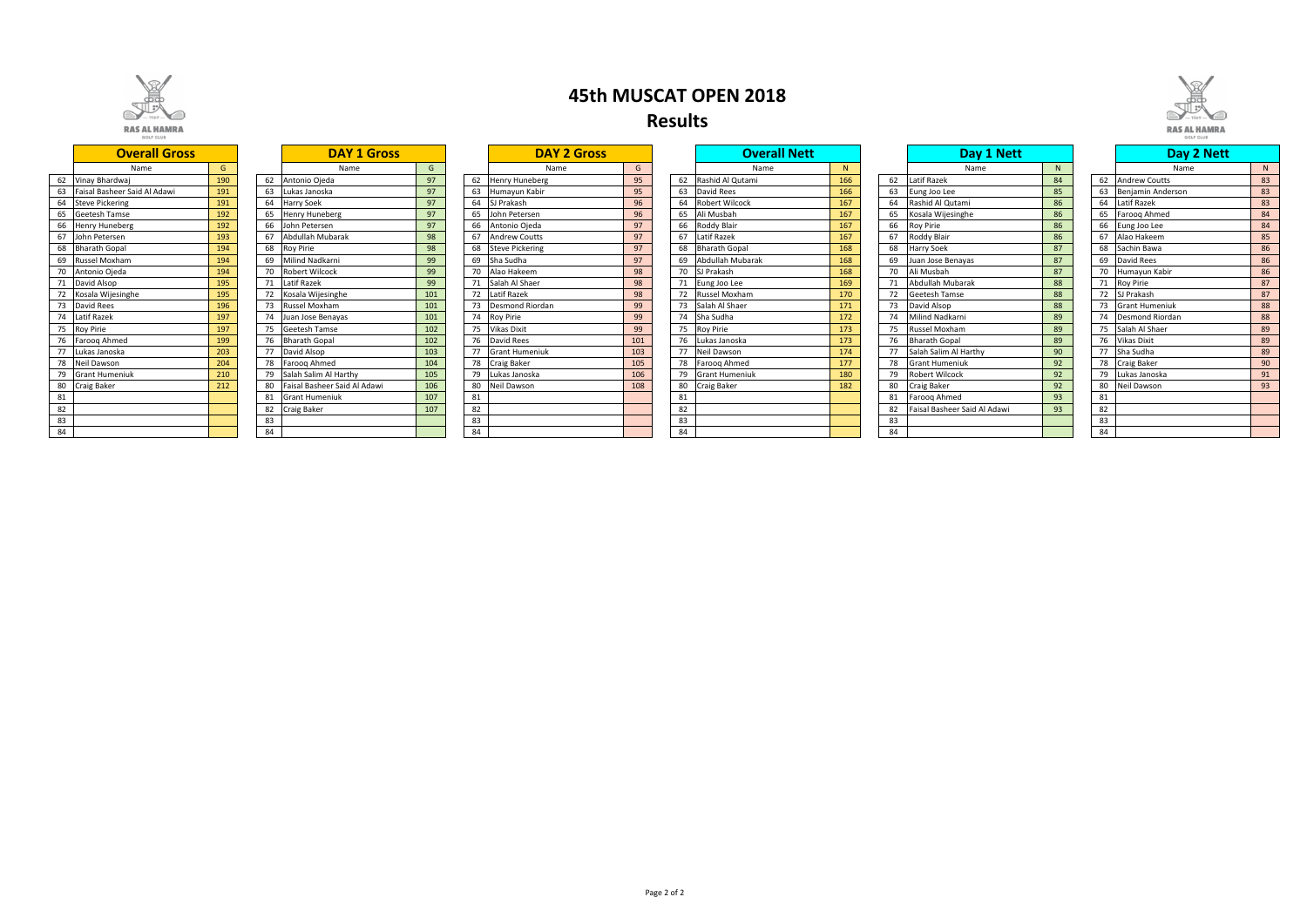# 45th MUSCAT OPEN 2018

## Results

### Overall Gross

| | Name | G |
|---|---|---|
| 62 | Vinay Bhardwaj | 190 |
| 63 | Faisal Basheer Said Al Adawi | 191 |
| 64 | Steve Pickering | 191 |
| 65 | Geetesh Tamse | 192 |
| 66 | Henry Huneberg | 192 |
| 67 | John Petersen | 193 |
| 68 | Bharath Gopal | 194 |
| 69 | Russel Moxham | 194 |
| 70 | Antonio Ojeda | 194 |
| 71 | David Alsop | 195 |
| 72 | Kosala Wijesinghe | 195 |
| 73 | David Rees | 196 |
| 74 | Latif Razek | 197 |
| 75 | Roy Pirie | 197 |
| 76 | Farooq Ahmed | 199 |
| 77 | Lukas Janoska | 203 |
| 78 | Neil Dawson | 204 |
| 79 | Grant Humeniuk | 210 |
| 80 | Craig Baker | 212 |
| 81 | | |
| 82 | | |
| 83 | | |
| 84 | | |

### DAY 1 Gross

| | Name | G |
|---|---|---|
| 62 | Antonio Ojeda | 97 |
| 63 | Lukas Janoska | 97 |
| 64 | Harry Soek | 97 |
| 65 | Henry Huneberg | 97 |
| 66 | John Petersen | 97 |
| 67 | Abdullah Mubarak | 98 |
| 68 | Roy Pirie | 98 |
| 69 | Milind Nadkarni | 99 |
| 70 | Robert Wilcock | 99 |
| 71 | Latif Razek | 99 |
| 72 | Kosala Wijesinghe | 101 |
| 73 | Russel Moxham | 101 |
| 74 | Juan Jose Benayas | 101 |
| 75 | Geetesh Tamse | 102 |
| 76 | Bharath Gopal | 102 |
| 77 | David Alsop | 103 |
| 78 | Farooq Ahmed | 104 |
| 79 | Salah Salim Al Harthy | 105 |
| 80 | Faisal Basheer Said Al Adawi | 106 |
| 81 | Grant Humeniuk | 107 |
| 82 | Craig Baker | 107 |
| 83 | | |
| 84 | | |

### DAY 2 Gross

| | Name | G |
|---|---|---|
| 62 | Henry Huneberg | 95 |
| 63 | Humayun Kabir | 95 |
| 64 | SJ Prakash | 96 |
| 65 | John Petersen | 96 |
| 66 | Antonio Ojeda | 97 |
| 67 | Andrew Coutts | 97 |
| 68 | Steve Pickering | 97 |
| 69 | Sha Sudha | 97 |
| 70 | Alao Hakeem | 98 |
| 71 | Salah Al Shaer | 98 |
| 72 | Latif Razek | 98 |
| 73 | Desmond Riordan | 99 |
| 74 | Roy Pirie | 99 |
| 75 | Vikas Dixit | 99 |
| 76 | David Rees | 101 |
| 77 | Grant Humeniuk | 103 |
| 78 | Craig Baker | 105 |
| 79 | Lukas Janoska | 106 |
| 80 | Neil Dawson | 108 |
| 81 | | |
| 82 | | |
| 83 | | |
| 84 | | |

### Overall Nett

| | Name | N |
|---|---|---|
| 62 | Rashid Al Qutami | 166 |
| 63 | David Rees | 166 |
| 64 | Robert Wilcock | 167 |
| 65 | Ali Musbah | 167 |
| 66 | Roddy Blair | 167 |
| 67 | Latif Razek | 167 |
| 68 | Bharath Gopal | 168 |
| 69 | Abdullah Mubarak | 168 |
| 70 | SJ Prakash | 168 |
| 71 | Eung Joo Lee | 169 |
| 72 | Russel Moxham | 170 |
| 73 | Salah Al Shaer | 171 |
| 74 | Sha Sudha | 172 |
| 75 | Roy Pirie | 173 |
| 76 | Lukas Janoska | 173 |
| 77 | Neil Dawson | 174 |
| 78 | Farooq Ahmed | 177 |
| 79 | Grant Humeniuk | 180 |
| 80 | Craig Baker | 182 |
| 81 | | |
| 82 | | |
| 83 | | |
| 84 | | |

### Day 1 Nett

| | Name | N |
|---|---|---|
| 62 | Latif Razek | 84 |
| 63 | Eung Joo Lee | 85 |
| 64 | Rashid Al Qutami | 86 |
| 65 | Kosala Wijesinghe | 86 |
| 66 | Roy Pirie | 86 |
| 67 | Roddy Blair | 86 |
| 68 | Harry Soek | 87 |
| 69 | Juan Jose Benayas | 87 |
| 70 | Ali Musbah | 87 |
| 71 | Abdullah Mubarak | 88 |
| 72 | Geetesh Tamse | 88 |
| 73 | David Alsop | 88 |
| 74 | Milind Nadkarni | 89 |
| 75 | Russel Moxham | 89 |
| 76 | Bharath Gopal | 89 |
| 77 | Salah Salim Al Harthy | 90 |
| 78 | Grant Humeniuk | 92 |
| 79 | Robert Wilcock | 92 |
| 80 | Craig Baker | 92 |
| 81 | Farooq Ahmed | 93 |
| 82 | Faisal Basheer Said Al Adawi | 93 |
| 83 | | |
| 84 | | |

### Day 2 Nett

| | Name | N |
|---|---|---|
| 62 | Andrew Coutts | 83 |
| 63 | Benjamin Anderson | 83 |
| 64 | Latif Razek | 83 |
| 65 | Farooq Ahmed | 84 |
| 66 | Eung Joo Lee | 84 |
| 67 | Alao Hakeem | 85 |
| 68 | Sachin Bawa | 86 |
| 69 | David Rees | 86 |
| 70 | Humayun Kabir | 86 |
| 71 | Roy Pirie | 87 |
| 72 | SJ Prakash | 87 |
| 73 | Grant Humeniuk | 88 |
| 74 | Desmond Riordan | 88 |
| 75 | Salah Al Shaer | 89 |
| 76 | Vikas Dixit | 89 |
| 77 | Sha Sudha | 89 |
| 78 | Craig Baker | 90 |
| 79 | Lukas Janoska | 91 |
| 80 | Neil Dawson | 93 |
| 81 | | |
| 82 | | |
| 83 | | |
| 84 | | |